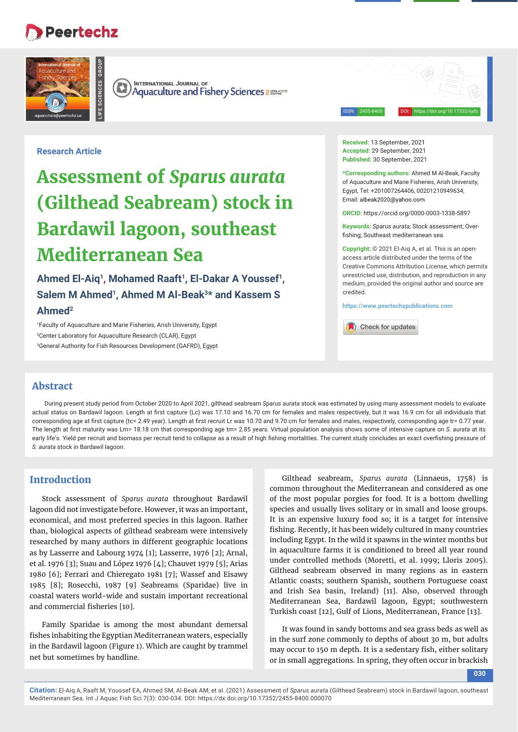Research Article

# Assessment of *Sparus aurata* (Gilthead Seabream) stock in Bardawil lagoon, southeast Mediterranean Sea

**Ahmed El-Aiq[1], Mohamed Raaft[1], El-Dakar A Youssef[1], Salem M Ahmed[1], Ahmed M Al-Beak[3]* and Kassem S Ahmed[2]**

[1]Faculty of Aquaculture and Marie Fisheries, Arish University, Egypt
[2]Center Laboratory for Aquaculture Research (CLAR), Egypt
[3]General Authority for Fish Resources Development (GAFRD), Egypt

**Received:** 13 September, 2021
**Accepted:** 29 September, 2021
**Published:** 30 September, 2021

***Corresponding authors:** Ahmed M Al-Beak, Faculty of Aquaculture and Marie Fisheries, Arish University, Egypt, Tel: +201007264406, 00201210949634; Email: albeak2020@yahoo.com

**ORCID:** https://orcid.org/0000-0003-1338-5897

**Keywords:** *Sparus aurata*; Stock assessment; Over-fishing; Southeast mediterranean sea

**Copyright:** © 2021 El-Aiq A, et al. This is an open-access article distributed under the terms of the Creative Commons Attribution License, which permits unrestricted use, distribution, and reproduction in any medium, provided the original author and source are credited.

https://www.peertechzpublications.com

## Abstract

During present study period from October 2020 to April 2021, gilthead seabream *Sparus aurata* stock was estimated by using many assessment models to evaluate actual status on Bardawil lagoon. Length at first capture (Lc) was 17.10 and 16.70 cm for females and males respectively, but it was 16.9 cm for all individuals that corresponding age at first capture (tc= 2.49 year). Length at first recruit Lr was 10.70 and 9.70 cm for females and males, respectively, corresponding age tr= 0.77 year. The length at first maturity was Lm= 18.18 cm that corresponding age tm= 2.85 years. Virtual population analysis shows some of intensive capture on *S. aurata* at its early life's. Yield per recruit and biomass per recruit tend to collapse as a result of high fishing mortalities. The current study concludes an exact overfishing pressure of *S. aurata* stock in Bardawil lagoon.

## Introduction

Stock assessment of *Sparus aurata* throughout Bardawil lagoon did not investigate before. However, it was an important, economical, and most preferred species in this lagoon. Rather than, biological aspects of gilthead seabream were intensively researched by many authors in different geographic locations as by Lasserre and Labourg 1974 [1]; Lasserre, 1976 [2]; Arnal, et al. 1976 [3]; Suau and López 1976 [4]; Chauvet 1979 [5]; Arias 1980 [6]; Ferrari and Chieregato 1981 [7]; Wassef and Eisawy 1985 [8]; Rosecchi, 1987 [9] Seabreams (Sparidae) live in coastal waters world-wide and sustain important recreational and commercial fisheries [10].

Family Sparidae is among the most abundant demersal fishes inhabiting the Egyptian Mediterranean waters, especially in the Bardawil lagoon (Figure 1). Which are caught by trammel net but sometimes by handline.

Gilthead seabream, *Sparus aurata* (Linnaeus, 1758) is common throughout the Mediterranean and considered as one of the most popular porgies for food. It is a bottom dwelling species and usually lives solitary or in small and loose groups. It is an expensive luxury food so; it is a target for intensive fishing. Recently, it has been widely cultured in many countries including Egypt. In the wild it spawns in the winter months but in aquaculture farms it is conditioned to breed all year round under controlled methods (Moretti, et al. 1999; Lloris 2005). Gilthead seabream observed in many regions as in eastern Atlantic coasts; southern Spanish, southern Portuguese coast and Irish Sea basin, Ireland) [11]. Also, observed through Mediterranean Sea, Bardawil lagoon, Egypt; southwestern Turkish coast [12], Gulf of Lions, Mediterranean, France [13].

It was found in sandy bottoms and sea grass beds as well as in the surf zone commonly to depths of about 30 m, but adults may occur to 150 m depth. It is a sedentary fish, either solitary or in small aggregations. In spring, they often occur in brackish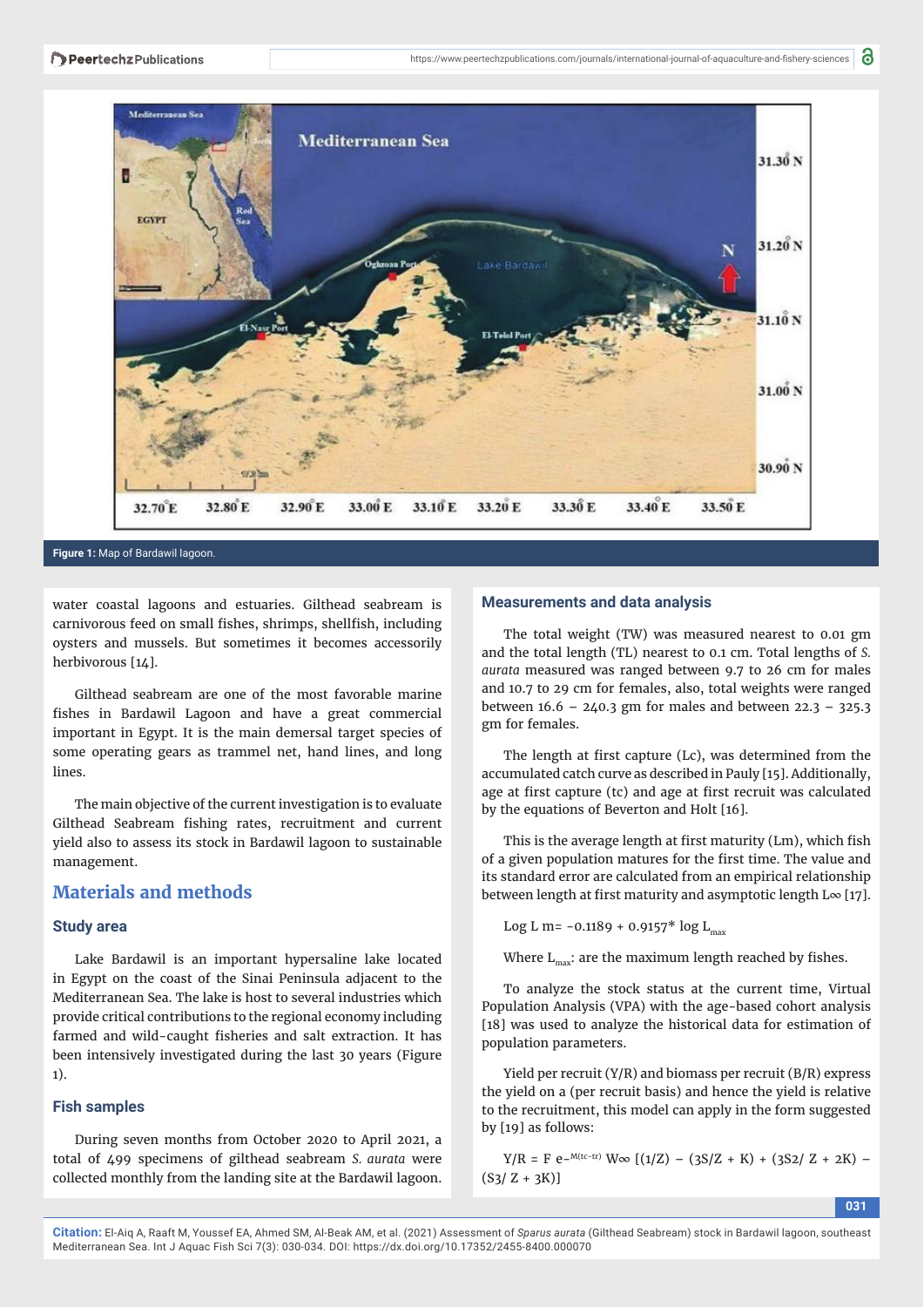Figure 1: Map of Bardawil lagoon.

water coastal lagoons and estuaries. Gilthead seabream is carnivorous feed on small fishes, shrimps, shellfish, including oysters and mussels. But sometimes it becomes accessorily herbivorous [14].

Gilthead seabream are one of the most favorable marine fishes in Bardawil Lagoon and have a great commercial important in Egypt. It is the main demersal target species of some operating gears as trammel net, hand lines, and long lines.

The main objective of the current investigation is to evaluate Gilthead Seabream fishing rates, recruitment and current yield also to assess its stock in Bardawil lagoon to sustainable management.

## Materials and methods

### Study area

Lake Bardawil is an important hypersaline lake located in Egypt on the coast of the Sinai Peninsula adjacent to the Mediterranean Sea. The lake is host to several industries which provide critical contributions to the regional economy including farmed and wild-caught fisheries and salt extraction. It has been intensively investigated during the last 30 years (Figure 1).

### Fish samples

During seven months from October 2020 to April 2021, a total of 499 specimens of gilthead seabream *S. aurata* were collected monthly from the landing site at the Bardawil lagoon.

### Measurements and data analysis

The total weight (TW) was measured nearest to 0.01 gm and the total length (TL) nearest to 0.1 cm. Total lengths of *S. aurata* measured was ranged between 9.7 to 26 cm for males and 10.7 to 29 cm for females, also, total weights were ranged between 16.6 – 240.3 gm for males and between 22.3 – 325.3 gm for females.

The length at first capture (Lc), was determined from the accumulated catch curve as described in Pauly [15]. Additionally, age at first capture (tc) and age at first recruit was calculated by the equations of Beverton and Holt [16].

This is the average length at first maturity (Lm), which fish of a given population matures for the first time. The value and its standard error are calculated from an empirical relationship between length at first maturity and asymptotic length $L\infty$ [17].

$$\text{Log } L_m = -0.1189 + 0.9157 * \log L_{max}$$

Where $L_{max}$: are the maximum length reached by fishes.

To analyze the stock status at the current time, Virtual Population Analysis (VPA) with the age-based cohort analysis [18] was used to analyze the historical data for estimation of population parameters.

Yield per recruit (Y/R) and biomass per recruit (B/R) express the yield on a (per recruit basis) and hence the yield is relative to the recruitment, this model can apply in the form suggested by [19] as follows:

$$Y/R = F\, e^{-M(tc-tr)}\, W\infty\, [(1/Z) - (3S/Z + K) + (3S2/\, Z + 2K) - (S3/\, Z + 3K)]$$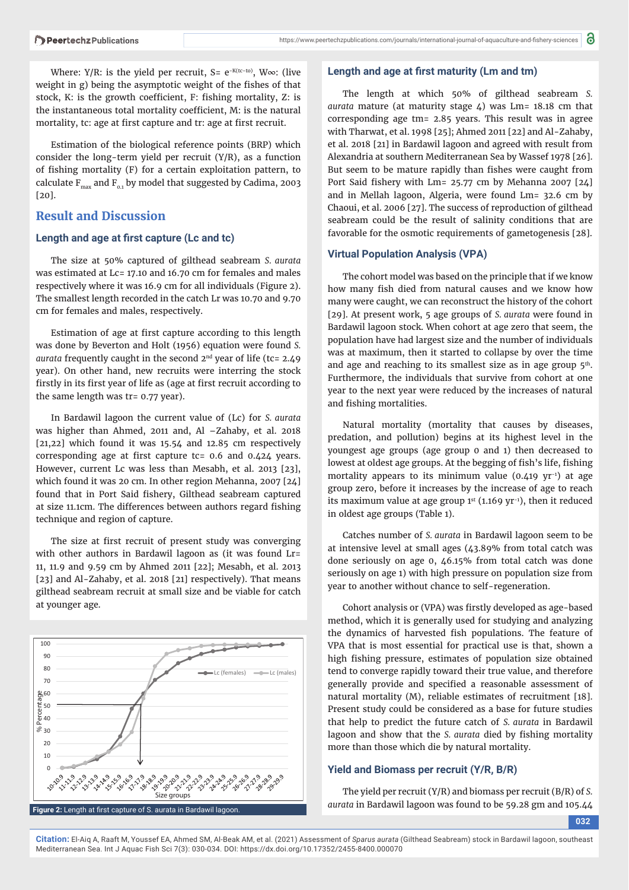Where: Y/R: is the yield per recruit, S= $e^{-K(tc-to)}$, W∞: (live weight in g) being the asymptotic weight of the fishes of that stock, K: is the growth coefficient, F: fishing mortality, Z: is the instantaneous total mortality coefficient, M: is the natural mortality, tc: age at first capture and tr: age at first recruit.

Estimation of the biological reference points (BRP) which consider the long-term yield per recruit (Y/R), as a function of fishing mortality (F) for a certain exploitation pattern, to calculate $F_{max}$ and $F_{0.1}$ by model that suggested by Cadima, 2003 [20].

## Result and Discussion

### Length and age at first capture (Lc and tc)

The size at 50% captured of gilthead seabream *S. aurata* was estimated at Lc= 17.10 and 16.70 cm for females and males respectively where it was 16.9 cm for all individuals (Figure 2). The smallest length recorded in the catch Lr was 10.70 and 9.70 cm for females and males, respectively.

Estimation of age at first capture according to this length was done by Beverton and Holt (1956) equation were found *S. aurata* frequently caught in the second 2nd year of life (tc= 2.49 year). On other hand, new recruits were interring the stock firstly in its first year of life as (age at first recruit according to the same length was tr= 0.77 year).

In Bardawil lagoon the current value of (Lc) for *S. aurata* was higher than Ahmed, 2011 and, Al –Zahaby, et al. 2018 [21,22] which found it was 15.54 and 12.85 cm respectively corresponding age at first capture tc= 0.6 and 0.424 years. However, current Lc was less than Mesabh, et al. 2013 [23], which found it was 20 cm. In other region Mehanna, 2007 [24] found that in Port Said fishery, Gilthead seabream captured at size 11.1cm. The differences between authors regard fishing technique and region of capture.

The size at first recruit of present study was converging with other authors in Bardawil lagoon as (it was found Lr= 11, 11.9 and 9.59 cm by Ahmed 2011 [22]; Mesabh, et al. 2013 [23] and Al-Zahaby, et al. 2018 [21] respectively). That means gilthead seabream recruit at small size and be viable for catch at younger age.

Figure 2: Length at first capture of S. aurata in Bardawil lagoon.

### Length and age at first maturity (Lm and tm)

The length at which 50% of gilthead seabream *S. aurata* mature (at maturity stage 4) was Lm= 18.18 cm that corresponding age tm= 2.85 years. This result was in agree with Tharwat, et al. 1998 [25]; Ahmed 2011 [22] and Al-Zahaby, et al. 2018 [21] in Bardawil lagoon and agreed with result from Alexandria at southern Mediterranean Sea by Wassef 1978 [26]. But seem to be mature rapidly than fishes were caught from Port Said fishery with Lm= 25.77 cm by Mehanna 2007 [24] and in Mellah lagoon, Algeria, were found Lm= 32.6 cm by Chaoui, et al. 2006 [27]. The success of reproduction of gilthead seabream could be the result of salinity conditions that are favorable for the osmotic requirements of gametogenesis [28].

### Virtual Population Analysis (VPA)

The cohort model was based on the principle that if we know how many fish died from natural causes and we know how many were caught, we can reconstruct the history of the cohort [29]. At present work, 5 age groups of *S. aurata* were found in Bardawil lagoon stock. When cohort at age zero that seem, the population have had largest size and the number of individuals was at maximum, then it started to collapse by over the time and age and reaching to its smallest size as in age group 5th. Furthermore, the individuals that survive from cohort at one year to the next year were reduced by the increases of natural and fishing mortalities.

Natural mortality (mortality that causes by diseases, predation, and pollution) begins at its highest level in the youngest age groups (age group 0 and 1) then decreased to lowest at oldest age groups. At the begging of fish's life, fishing mortality appears to its minimum value (0.419 $yr^{-1}$) at age group zero, before it increases by the increase of age to reach its maximum value at age group 1st (1.169 $yr^{-1}$), then it reduced in oldest age groups (Table 1).

Catches number of *S. aurata* in Bardawil lagoon seem to be at intensive level at small ages (43.89% from total catch was done seriously on age 0, 46.15% from total catch was done seriously on age 1) with high pressure on population size from year to another without chance to self-regeneration.

Cohort analysis or (VPA) was firstly developed as age-based method, which it is generally used for studying and analyzing the dynamics of harvested fish populations. The feature of VPA that is most essential for practical use is that, shown a high fishing pressure, estimates of population size obtained tend to converge rapidly toward their true value, and therefore generally provide and specified a reasonable assessment of natural mortality (M), reliable estimates of recruitment [18]. Present study could be considered as a base for future studies that help to predict the future catch of *S. aurata* in Bardawil lagoon and show that the *S. aurata* died by fishing mortality more than those which die by natural mortality.

### Yield and Biomass per recruit (Y/R, B/R)

The yield per recruit (Y/R) and biomass per recruit (B/R) of *S. aurata* in Bardawil lagoon was found to be 59.28 gm and 105.44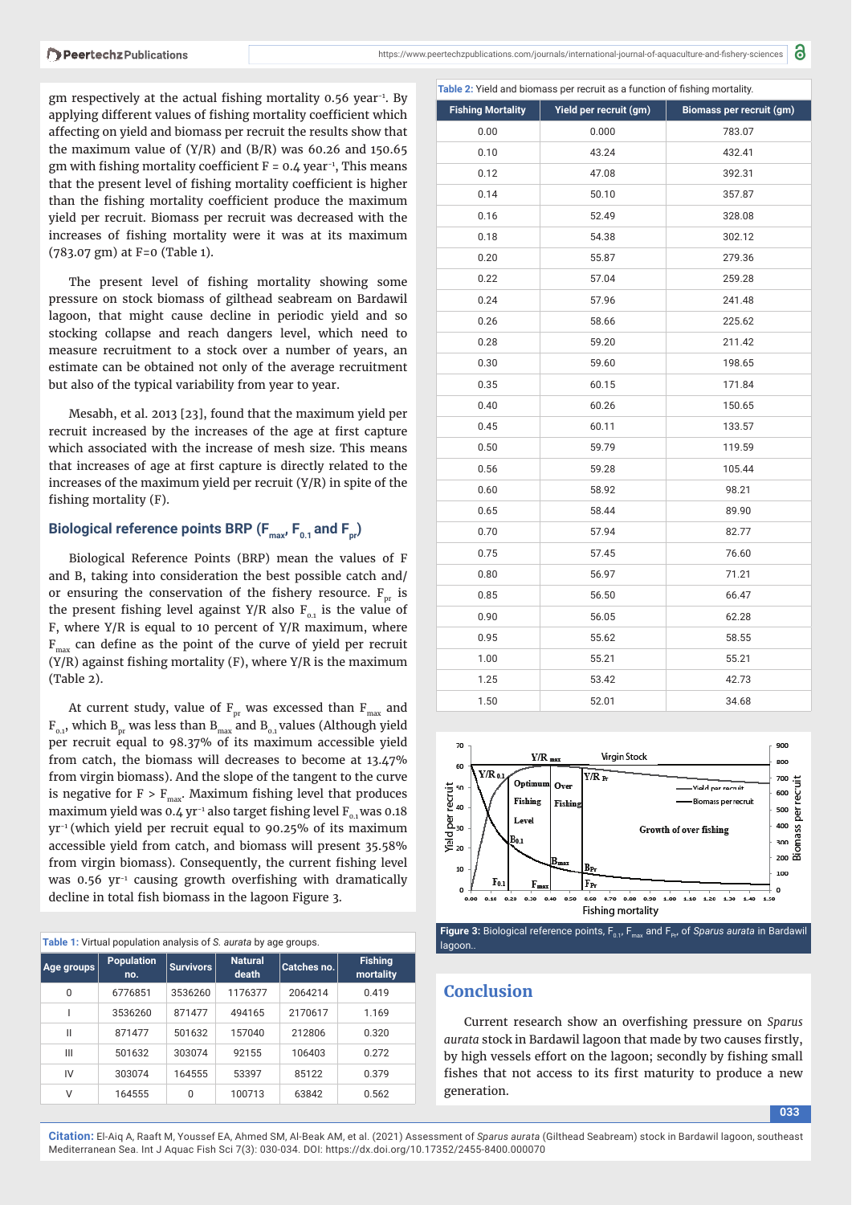gm respectively at the actual fishing mortality 0.56 year$^{-1}$. By applying different values of fishing mortality coefficient which affecting on yield and biomass per recruit the results show that the maximum value of (Y/R) and (B/R) was 60.26 and 150.65 gm with fishing mortality coefficient F = 0.4 year$^{-1}$, This means that the present level of fishing mortality coefficient is higher than the fishing mortality coefficient produce the maximum yield per recruit. Biomass per recruit was decreased with the increases of fishing mortality were it was at its maximum (783.07 gm) at F=0 (Table 1).

The present level of fishing mortality showing some pressure on stock biomass of gilthead seabream on Bardawil lagoon, that might cause decline in periodic yield and so stocking collapse and reach dangers level, which need to measure recruitment to a stock over a number of years, an estimate can be obtained not only of the average recruitment but also of the typical variability from year to year.

Mesabh, et al. 2013 [23], found that the maximum yield per recruit increased by the increases of the age at first capture which associated with the increase of mesh size. This means that increases of age at first capture is directly related to the increases of the maximum yield per recruit (Y/R) in spite of the fishing mortality (F).

## Biological reference points BRP ($F_{max}$, $F_{0.1}$ and $F_{pr}$)

Biological Reference Points (BRP) mean the values of F and B, taking into consideration the best possible catch and/or ensuring the conservation of the fishery resource. $F_{pr}$ is the present fishing level against Y/R also $F_{0.1}$ is the value of F, where Y/R is equal to 10 percent of Y/R maximum, where $F_{max}$ can define as the point of the curve of yield per recruit (Y/R) against fishing mortality (F), where Y/R is the maximum (Table 2).

At current study, value of $F_{pr}$ was excessed than $F_{max}$ and $F_{0.1}$, which $B_{pr}$ was less than $B_{max}$ and $B_{0.1}$ values (Although yield per recruit equal to 98.37% of its maximum accessible yield from catch, the biomass will decreases to become at 13.47% from virgin biomass). And the slope of the tangent to the curve is negative for F > $F_{max}$. Maximum fishing level that produces maximum yield was 0.4 yr$^{-1}$ also target fishing level $F_{0.1}$ was 0.18 yr$^{-1}$ (which yield per recruit equal to 90.25% of its maximum accessible yield from catch, and biomass will present 35.58% from virgin biomass). Consequently, the current fishing level was 0.56 yr$^{-1}$ causing growth overfishing with dramatically decline in total fish biomass in the lagoon Figure 3.

**Table 1:** Virtual population analysis of *S. aurata* by age groups.

| Age groups | Population no. | Survivors | Natural death | Catches no. | Fishing mortality |
|---|---|---|---|---|---|
| 0 | 6776851 | 3536260 | 1176377 | 2064214 | 0.419 |
| I | 3536260 | 871477 | 494165 | 2170617 | 1.169 |
| II | 871477 | 501632 | 157040 | 212806 | 0.320 |
| III | 501632 | 303074 | 92155 | 106403 | 0.272 |
| IV | 303074 | 164555 | 53397 | 85122 | 0.379 |
| V | 164555 | 0 | 100713 | 63842 | 0.562 |

**Table 2:** Yield and biomass per recruit as a function of fishing mortality.

| Fishing Mortality | Yield per recruit (gm) | Biomass per recruit (gm) |
|---|---|---|
| 0.00 | 0.000 | 783.07 |
| 0.10 | 43.24 | 432.41 |
| 0.12 | 47.08 | 392.31 |
| 0.14 | 50.10 | 357.87 |
| 0.16 | 52.49 | 328.08 |
| 0.18 | 54.38 | 302.12 |
| 0.20 | 55.87 | 279.36 |
| 0.22 | 57.04 | 259.28 |
| 0.24 | 57.96 | 241.48 |
| 0.26 | 58.66 | 225.62 |
| 0.28 | 59.20 | 211.42 |
| 0.30 | 59.60 | 198.65 |
| 0.35 | 60.15 | 171.84 |
| 0.40 | 60.26 | 150.65 |
| 0.45 | 60.11 | 133.57 |
| 0.50 | 59.79 | 119.59 |
| 0.56 | 59.28 | 105.44 |
| 0.60 | 58.92 | 98.21 |
| 0.65 | 58.44 | 89.90 |
| 0.70 | 57.94 | 82.77 |
| 0.75 | 57.45 | 76.60 |
| 0.80 | 56.97 | 71.21 |
| 0.85 | 56.50 | 66.47 |
| 0.90 | 56.05 | 62.28 |
| 0.95 | 55.62 | 58.55 |
| 1.00 | 55.21 | 55.21 |
| 1.25 | 53.42 | 42.73 |
| 1.50 | 52.01 | 34.68 |

**Figure 3:** Biological reference points, $F_{0.1}$, $F_{max}$ and $F_{pr}$, of *Sparus aurata* in Bardawil lagoon..

## Conclusion

Current research show an overfishing pressure on *Sparus aurata* stock in Bardawil lagoon that made by two causes firstly, by high vessels effort on the lagoon; secondly by fishing small fishes that not access to its first maturity to produce a new generation.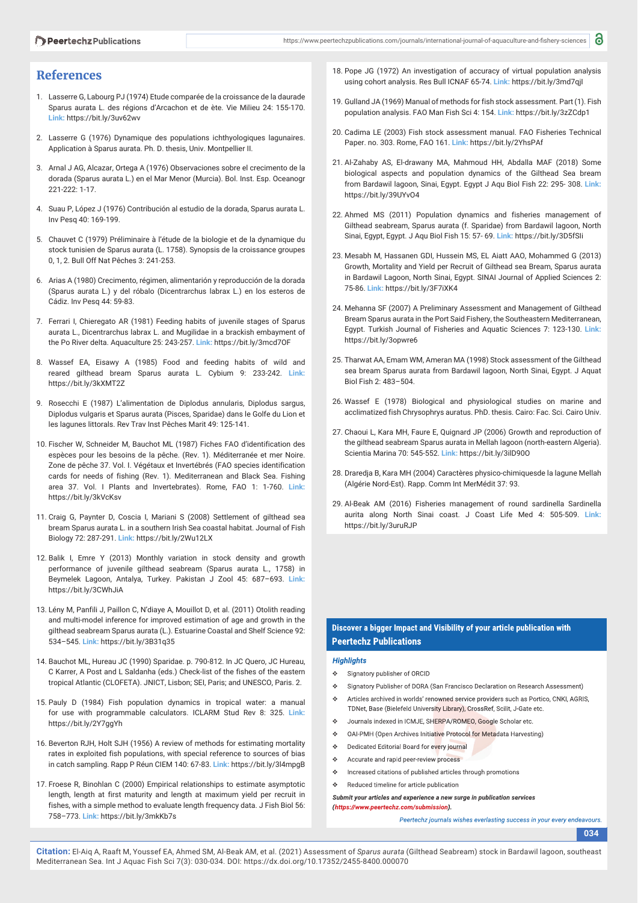## References

1. Lasserre G, Labourg PJ (1974) Etude comparée de la croissance de la daurade Sparus aurata L. des régions d'Arcachon et de ète. Vie Milieu 24: 155-170. **Link:** https://bit.ly/3uv62wv

2. Lasserre G (1976) Dynamique des populations ichthyologiques lagunaires. Application à Sparus aurata. Ph. D. thesis, Univ. Montpellier II.

3. Arnal J AG, Alcazar, Ortega A (1976) Observaciones sobre el crecimento de la dorada (Sparus aurata L.) en el Mar Menor (Murcia). Bol. Inst. Esp. Oceanogr 221-222: 1-17.

4. Suau P, López J (1976) Contribución al estudio de la dorada, Sparus aurata L. Inv Pesq 40: 169-199.

5. Chauvet C (1979) Préliminaire à l'étude de la biologie et de la dynamique du stock tunisien de Sparus aurata (L. 1758). Synopsis de la croissance groupes 0, 1, 2. Bull Off Nat Pêches 3: 241-253.

6. Arias A (1980) Crecimento, régimen, alimentarión y reproducción de la dorada (Sparus aurata L.) y del róbalo (Dicentrarchus labrax L.) en los esteros de Cádiz. Inv Pesq 44: 59-83.

7. Ferrari I, Chieregato AR (1981) Feeding habits of juvenile stages of Sparus aurata L., Dicentrarchus labrax L. and Mugilidae in a brackish embayment of the Po River delta. Aquaculture 25: 243-257. **Link:** https://bit.ly/3mcd7OF

8. Wassef EA, Eisawy A (1985) Food and feeding habits of wild and reared gilthead bream Sparus aurata L. Cybium 9: 233-242. **Link:** https://bit.ly/3kXMT2Z

9. Rosecchi E (1987) L'alimentation de Diplodus annularis, Diplodus sargus, Diplodus vulgaris et Sparus aurata (Pisces, Sparidae) dans le Golfe du Lion et les lagunes littorals. Rev Trav Inst Pêches Marit 49: 125-141.

10. Fischer W, Schneider M, Bauchot ML (1987) Fiches FAO d'identification des espèces pour les besoins de la pêche. (Rev. 1). Méditerranée et mer Noire. Zone de pêche 37. Vol. I. Végétaux et Invertébrés (FAO species identification cards for needs of fishing (Rev. 1). Mediterranean and Black Sea. Fishing area 37. Vol. I Plants and Invertebrates). Rome, FAO 1: 1-760. **Link:** https://bit.ly/3kVcKsv

11. Craig G, Paynter D, Coscia I, Mariani S (2008) Settlement of gilthead sea bream Sparus aurata L. in a southern Irish Sea coastal habitat. Journal of Fish Biology 72: 287-291. **Link:** https://bit.ly/2Wu12LX

12. Balik I, Emre Y (2013) Monthly variation in stock density and growth performance of juvenile gilthead seabream (Sparus aurata L., 1758) in Beymelek Lagoon, Antalya, Turkey. Pakistan J Zool 45: 687–693. **Link:** https://bit.ly/3CWhJiA

13. Lény M, Panfili J, Paillon C, N'diaye A, Mouillot D, et al. (2011) Otolith reading and multi-model inference for improved estimation of age and growth in the gilthead seabream Sparus aurata (L.). Estuarine Coastal and Shelf Science 92: 534–545. **Link:** https://bit.ly/3B31q35

14. Bauchot ML, Hureau JC (1990) Sparidae. p. 790-812. In JC Quero, JC Hureau, C Karrer, A Post and L Saldanha (eds.) Check-list of the fishes of the eastern tropical Atlantic (CLOFETA). JNICT, Lisbon; SEI, Paris; and UNESCO, Paris. 2.

15. Pauly D (1984) Fish population dynamics in tropical water: a manual for use with programmable calculators. ICLARM Stud Rev 8: 325. **Link:** https://bit.ly/2Y7ggYh

16. Beverton RJH, Holt SJH (1956) A review of methods for estimating mortality rates in exploited fish populations, with special reference to sources of bias in catch sampling. Rapp P Réun CIEM 140: 67-83. **Link:** https://bit.ly/3l4mpgB

17. Froese R, Binohlan C (2000) Empirical relationships to estimate asymptotic length, length at first maturity and length at maximum yield per recruit in fishes, with a simple method to evaluate length frequency data. J Fish Biol 56: 758–773. **Link:** https://bit.ly/3mkKb7s

18. Pope JG (1972) An investigation of accuracy of virtual population analysis using cohort analysis. Res Bull ICNAF 65-74. **Link:** https://bit.ly/3md7qjl

19. Gulland JA (1969) Manual of methods for fish stock assessment. Part (1). Fish population analysis. FAO Man Fish Sci 4: 154. **Link:** https://bit.ly/3zZCdp1

20. Cadima LE (2003) Fish stock assessment manual. FAO Fisheries Technical Paper. no. 303. Rome, FAO 161. **Link:** https://bit.ly/2YhsPAf

21. Al-Zahaby AS, El-drawany MA, Mahmoud HH, Abdalla MAF (2018) Some biological aspects and population dynamics of the Gilthead Sea bream from Bardawil lagoon, Sinai, Egypt. Egypt J Aqu Biol Fish 22: 295- 308. **Link:** https://bit.ly/39UYvO4

22. Ahmed MS (2011) Population dynamics and fisheries management of Gilthead seabream, Sparus aurata (f. Sparidae) from Bardawil lagoon, North Sinai, Egypt, Egypt. J Aqu Biol Fish 15: 57- 69. **Link:** https://bit.ly/3D5fSIi

23. Mesabh M, Hassanen GDI, Hussein MS, EL Aiatt AAO, Mohammed G (2013) Growth, Mortality and Yield per Recruit of Gilthead sea Bream, Sparus aurata in Bardawil Lagoon, North Sinai, Egypt. SINAI Journal of Applied Sciences 2: 75-86. **Link:** https://bit.ly/3F7iXK4

24. Mehanna SF (2007) A Preliminary Assessment and Management of Gilthead Bream Sparus aurata in the Port Said Fishery, the Southeastern Mediterranean, Egypt. Turkish Journal of Fisheries and Aquatic Sciences 7: 123-130. **Link:** https://bit.ly/3opwre6

25. Tharwat AA, Emam WM, Ameran MA (1998) Stock assessment of the Gilthead sea bream Sparus aurata from Bardawil lagoon, North Sinai, Egypt. J Aquat Biol Fish 2: 483–504.

26. Wassef E (1978) Biological and physiological studies on marine and acclimatized fish Chrysophrys auratus. PhD. thesis. Cairo: Fac. Sci. Cairo Univ.

27. Chaoui L, Kara MH, Faure E, Quignard JP (2006) Growth and reproduction of the gilthead seabream Sparus aurata in Mellah lagoon (north-eastern Algeria). Scientia Marina 70: 545-552. **Link:** https://bit.ly/3ilD9OO

28. Draredja B, Kara MH (2004) Caractères physico-chimiquesde la lagune Mellah (Algérie Nord-Est). Rapp. Comm Int MerMédit 37: 93.

29. Al-Beak AM (2016) Fisheries management of round sardinella Sardinella aurita along North Sinai coast. J Coast Life Med 4: 505-509. **Link:** https://bit.ly/3uruRJP

**Discover a bigger Impact and Visibility of your article publication with Peertechz Publications**

***Highlights***

- Signatory publisher of ORCID
- Signatory Publisher of DORA (San Francisco Declaration on Research Assessment)
- Articles archived in worlds' renowned service providers such as Portico, CNKI, AGRIS, TDNet, Base (Bielefeld University Library), CrossRef, Scilit, J-Gate etc.
- Journals indexed in ICMJE, SHERPA/ROMEO, Google Scholar etc.
- OAI-PMH (Open Archives Initiative Protocol for Metadata Harvesting)
- Dedicated Editorial Board for every journal
- Accurate and rapid peer-review process
- Increased citations of published articles through promotions
- Reduced timeline for article publication

***Submit your articles and experience a new surge in publication services (https://www.peertechz.com/submission).***

*Peertechz journals wishes everlasting success in your every endeavours.*

**Citation:** El-Aiq A, Raaft M, Youssef EA, Ahmed SM, Al-Beak AM, et al. (2021) Assessment of *Sparus aurata* (Gilthead Seabream) stock in Bardawil lagoon, southeast Mediterranean Sea. Int J Aquac Fish Sci 7(3): 030-034. DOI: https://dx.doi.org/10.17352/2455-8400.000070